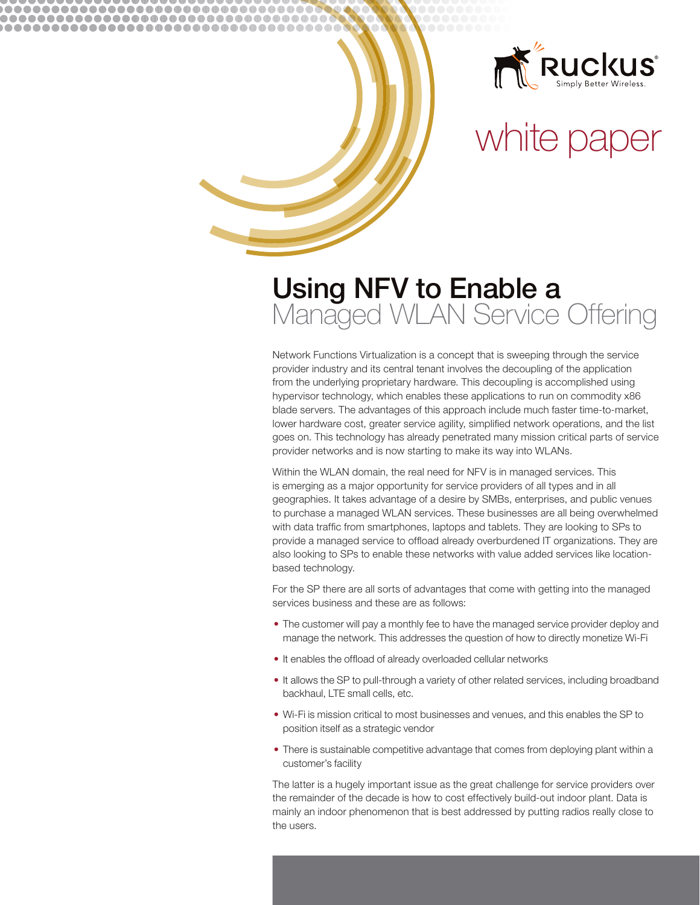Ruckus
Simply Better Wireless.

white paper

# Using NFV to Enable a Managed WLAN Service Offering

Network Functions Virtualization is a concept that is sweeping through the service provider industry and its central tenant involves the decoupling of the application from the underlying proprietary hardware. This decoupling is accomplished using hypervisor technology, which enables these applications to run on commodity x86 blade servers. The advantages of this approach include much faster time-to-market, lower hardware cost, greater service agility, simplified network operations, and the list goes on. This technology has already penetrated many mission critical parts of service provider networks and is now starting to make its way into WLANs.

Within the WLAN domain, the real need for NFV is in managed services. This is emerging as a major opportunity for service providers of all types and in all geographies. It takes advantage of a desire by SMBs, enterprises, and public venues to purchase a managed WLAN services. These businesses are all being overwhelmed with data traffic from smartphones, laptops and tablets. They are looking to SPs to provide a managed service to offload already overburdened IT organizations. They are also looking to SPs to enable these networks with value added services like location-based technology.

For the SP there are all sorts of advantages that come with getting into the managed services business and these are as follows:

- The customer will pay a monthly fee to have the managed service provider deploy and manage the network. This addresses the question of how to directly monetize Wi-Fi
- It enables the offload of already overloaded cellular networks
- It allows the SP to pull-through a variety of other related services, including broadband backhaul, LTE small cells, etc.
- Wi-Fi is mission critical to most businesses and venues, and this enables the SP to position itself as a strategic vendor
- There is sustainable competitive advantage that comes from deploying plant within a customer's facility

The latter is a hugely important issue as the great challenge for service providers over the remainder of the decade is how to cost effectively build-out indoor plant. Data is mainly an indoor phenomenon that is best addressed by putting radios really close to the users.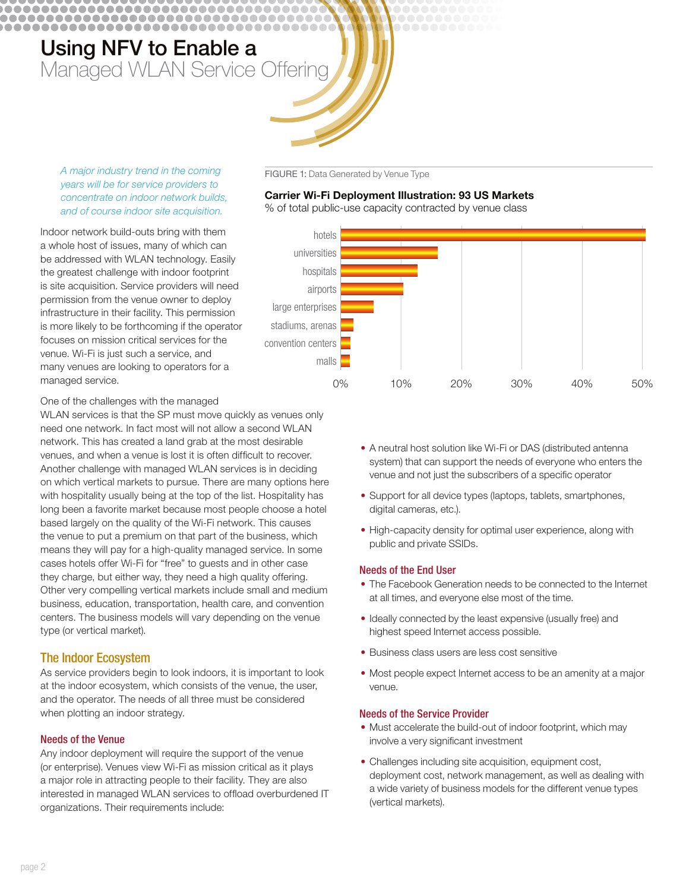# Using NFV to Enable a Managed WLAN Service Offering

*A major industry trend in the coming years will be for service providers to concentrate on indoor network builds, and of course indoor site acquisition.*

Indoor network build-outs bring with them a whole host of issues, many of which can be addressed with WLAN technology. Easily the greatest challenge with indoor footprint is site acquisition. Service providers will need permission from the venue owner to deploy infrastructure in their facility. This permission is more likely to be forthcoming if the operator focuses on mission critical services for the venue. Wi-Fi is just such a service, and many venues are looking to operators for a managed service.

One of the challenges with the managed WLAN services is that the SP must move quickly as venues only need one network. In fact most will not allow a second WLAN network. This has created a land grab at the most desirable venues, and when a venue is lost it is often difficult to recover. Another challenge with managed WLAN services is in deciding on which vertical markets to pursue. There are many options here with hospitality usually being at the top of the list. Hospitality has long been a favorite market because most people choose a hotel based largely on the quality of the Wi-Fi network. This causes the venue to put a premium on that part of the business, which means they will pay for a high-quality managed service. In some cases hotels offer Wi-Fi for "free" to guests and in other case they charge, but either way, they need a high quality offering. Other very compelling vertical markets include small and medium business, education, transportation, health care, and convention centers. The business models will vary depending on the venue type (or vertical market).

FIGURE 1: Data Generated by Venue Type

**Carrier Wi-Fi Deployment Illustration: 93 US Markets**
% of total public-use capacity contracted by venue class

| Venue class | Approx. % |
|---|---|
| hotels | ~50% |
| universities | ~16% |
| hospitals | ~13% |
| airports | ~10% |
| large enterprises | ~5% |
| stadiums, arenas | ~2% |
| convention centers | ~2% |
| malls | ~1% |

## The Indoor Ecosystem

As service providers begin to look indoors, it is important to look at the indoor ecosystem, which consists of the venue, the user, and the operator. The needs of all three must be considered when plotting an indoor strategy.

### Needs of the Venue

Any indoor deployment will require the support of the venue (or enterprise). Venues view Wi-Fi as mission critical as it plays a major role in attracting people to their facility. They are also interested in managed WLAN services to offload overburdened IT organizations. Their requirements include:

- A neutral host solution like Wi-Fi or DAS (distributed antenna system) that can support the needs of everyone who enters the venue and not just the subscribers of a specific operator
- Support for all device types (laptops, tablets, smartphones, digital cameras, etc.).
- High-capacity density for optimal user experience, along with public and private SSIDs.

### Needs of the End User

- The Facebook Generation needs to be connected to the Internet at all times, and everyone else most of the time.
- Ideally connected by the least expensive (usually free) and highest speed Internet access possible.
- Business class users are less cost sensitive
- Most people expect Internet access to be an amenity at a major venue.

### Needs of the Service Provider

- Must accelerate the build-out of indoor footprint, which may involve a very significant investment
- Challenges including site acquisition, equipment cost, deployment cost, network management, as well as dealing with a wide variety of business models for the different venue types (vertical markets).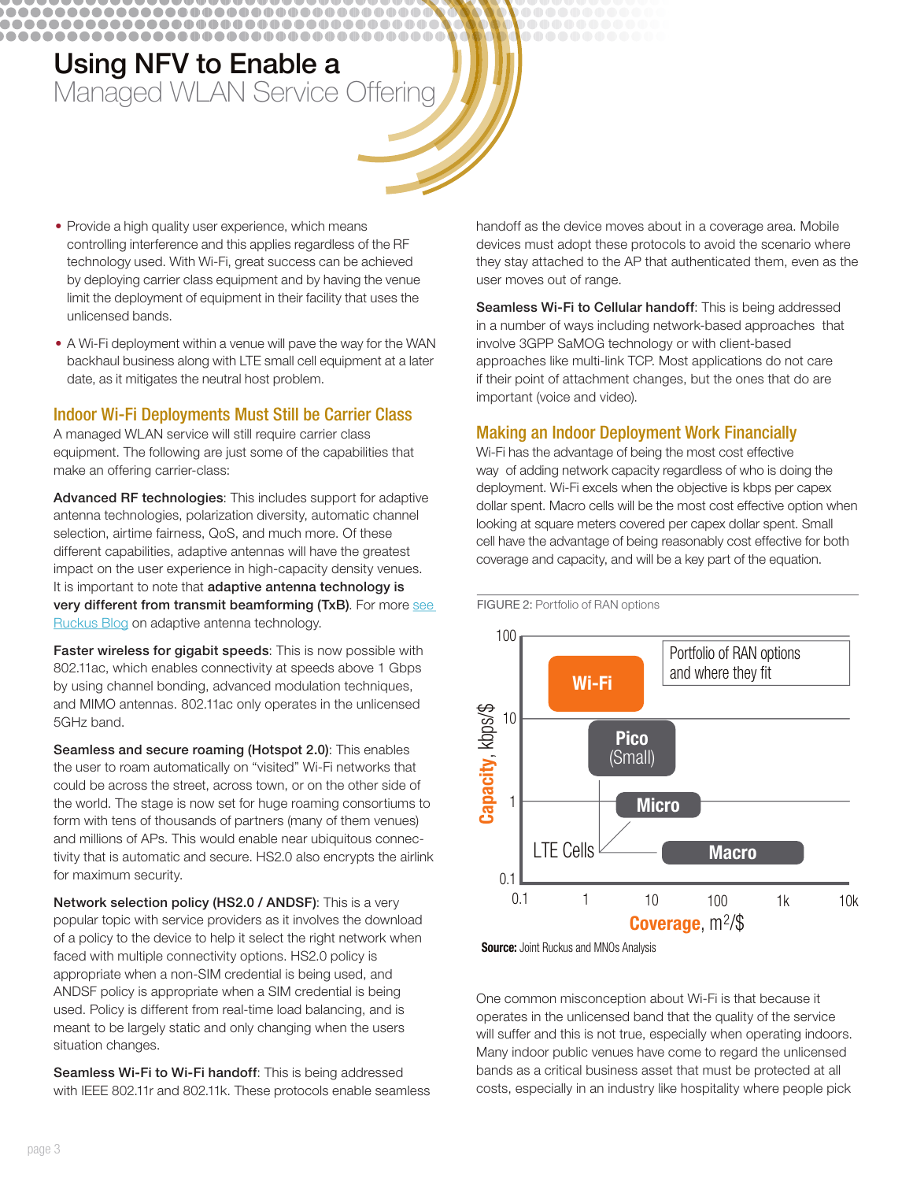# Using NFV to Enable a Managed WLAN Service Offering

- Provide a high quality user experience, which means controlling interference and this applies regardless of the RF technology used. With Wi-Fi, great success can be achieved by deploying carrier class equipment and by having the venue limit the deployment of equipment in their facility that uses the unlicensed bands.
- A Wi-Fi deployment within a venue will pave the way for the WAN backhaul business along with LTE small cell equipment at a later date, as it mitigates the neutral host problem.

## Indoor Wi-Fi Deployments Must Still be Carrier Class

A managed WLAN service will still require carrier class equipment. The following are just some of the capabilities that make an offering carrier-class:

**Advanced RF technologies**: This includes support for adaptive antenna technologies, polarization diversity, automatic channel selection, airtime fairness, QoS, and much more. Of these different capabilities, adaptive antennas will have the greatest impact on the user experience in high-capacity density venues. It is important to note that **adaptive antenna technology is very different from transmit beamforming (TxB)**. For more see Ruckus Blog on adaptive antenna technology.

**Faster wireless for gigabit speeds**: This is now possible with 802.11ac, which enables connectivity at speeds above 1 Gbps by using channel bonding, advanced modulation techniques, and MIMO antennas. 802.11ac only operates in the unlicensed 5GHz band.

**Seamless and secure roaming (Hotspot 2.0)**: This enables the user to roam automatically on "visited" Wi-Fi networks that could be across the street, across town, or on the other side of the world. The stage is now set for huge roaming consortiums to form with tens of thousands of partners (many of them venues) and millions of APs. This would enable near ubiquitous connectivity that is automatic and secure. HS2.0 also encrypts the airlink for maximum security.

**Network selection policy (HS2.0 / ANDSF)**: This is a very popular topic with service providers as it involves the download of a policy to the device to help it select the right network when faced with multiple connectivity options. HS2.0 policy is appropriate when a non-SIM credential is being used, and ANDSF policy is appropriate when a SIM credential is being used. Policy is different from real-time load balancing, and is meant to be largely static and only changing when the users situation changes.

**Seamless Wi-Fi to Wi-Fi handoff**: This is being addressed with IEEE 802.11r and 802.11k. These protocols enable seamless handoff as the device moves about in a coverage area. Mobile devices must adopt these protocols to avoid the scenario where they stay attached to the AP that authenticated them, even as the user moves out of range.

**Seamless Wi-Fi to Cellular handoff**: This is being addressed in a number of ways including network-based approaches that involve 3GPP SaMOG technology or with client-based approaches like multi-link TCP. Most applications do not care if their point of attachment changes, but the ones that do are important (voice and video).

## Making an Indoor Deployment Work Financially

Wi-Fi has the advantage of being the most cost effective way of adding network capacity regardless of who is doing the deployment. Wi-Fi excels when the objective is kbps per capex dollar spent. Macro cells will be the most cost effective option when looking at square meters covered per capex dollar spent. Small cell have the advantage of being reasonably cost effective for both coverage and capacity, and will be a key part of the equation.

FIGURE 2: Portfolio of RAN options

**Source:** Joint Ruckus and MNOs Analysis

One common misconception about Wi-Fi is that because it operates in the unlicensed band that the quality of the service will suffer and this is not true, especially when operating indoors. Many indoor public venues have come to regard the unlicensed bands as a critical business asset that must be protected at all costs, especially in an industry like hospitality where people pick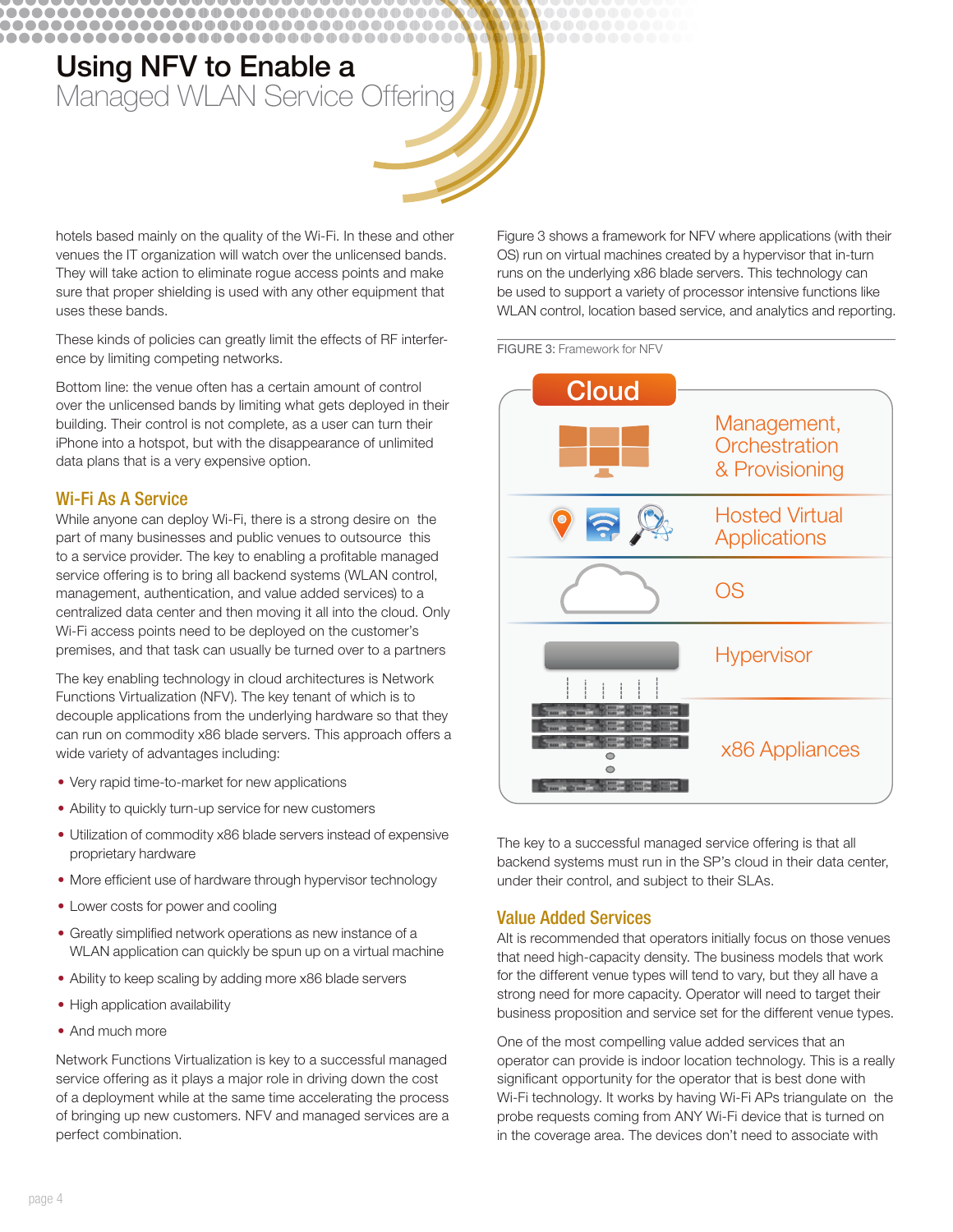hotels based mainly on the quality of the Wi-Fi. In these and other venues the IT organization will watch over the unlicensed bands. They will take action to eliminate rogue access points and make sure that proper shielding is used with any other equipment that uses these bands.

These kinds of policies can greatly limit the effects of RF interference by limiting competing networks.

Bottom line: the venue often has a certain amount of control over the unlicensed bands by limiting what gets deployed in their building. Their control is not complete, as a user can turn their iPhone into a hotspot, but with the disappearance of unlimited data plans that is a very expensive option.

## Wi-Fi As A Service

While anyone can deploy Wi-Fi, there is a strong desire on the part of many businesses and public venues to outsource this to a service provider. The key to enabling a profitable managed service offering is to bring all backend systems (WLAN control, management, authentication, and value added services) to a centralized data center and then moving it all into the cloud. Only Wi-Fi access points need to be deployed on the customer's premises, and that task can usually be turned over to a partners

The key enabling technology in cloud architectures is Network Functions Virtualization (NFV). The key tenant of which is to decouple applications from the underlying hardware so that they can run on commodity x86 blade servers. This approach offers a wide variety of advantages including:

- Very rapid time-to-market for new applications
- Ability to quickly turn-up service for new customers
- Utilization of commodity x86 blade servers instead of expensive proprietary hardware
- More efficient use of hardware through hypervisor technology
- Lower costs for power and cooling
- Greatly simplified network operations as new instance of a WLAN application can quickly be spun up on a virtual machine
- Ability to keep scaling by adding more x86 blade servers
- High application availability
- And much more

Network Functions Virtualization is key to a successful managed service offering as it plays a major role in driving down the cost of a deployment while at the same time accelerating the process of bringing up new customers. NFV and managed services are a perfect combination.

Figure 3 shows a framework for NFV where applications (with their OS) run on virtual machines created by a hypervisor that in-turn runs on the underlying x86 blade servers. This technology can be used to support a variety of processor intensive functions like WLAN control, location based service, and analytics and reporting.

FIGURE 3: Framework for NFV

Cloud

Management, Orchestration & Provisioning

Hosted Virtual Applications

OS

Hypervisor

x86 Appliances

The key to a successful managed service offering is that all backend systems must run in the SP's cloud in their data center, under their control, and subject to their SLAs.

## Value Added Services

Alt is recommended that operators initially focus on those venues that need high-capacity density. The business models that work for the different venue types will tend to vary, but they all have a strong need for more capacity. Operator will need to target their business proposition and service set for the different venue types.

One of the most compelling value added services that an operator can provide is indoor location technology. This is a really significant opportunity for the operator that is best done with Wi-Fi technology. It works by having Wi-Fi APs triangulate on the probe requests coming from ANY Wi-Fi device that is turned on in the coverage area. The devices don't need to associate with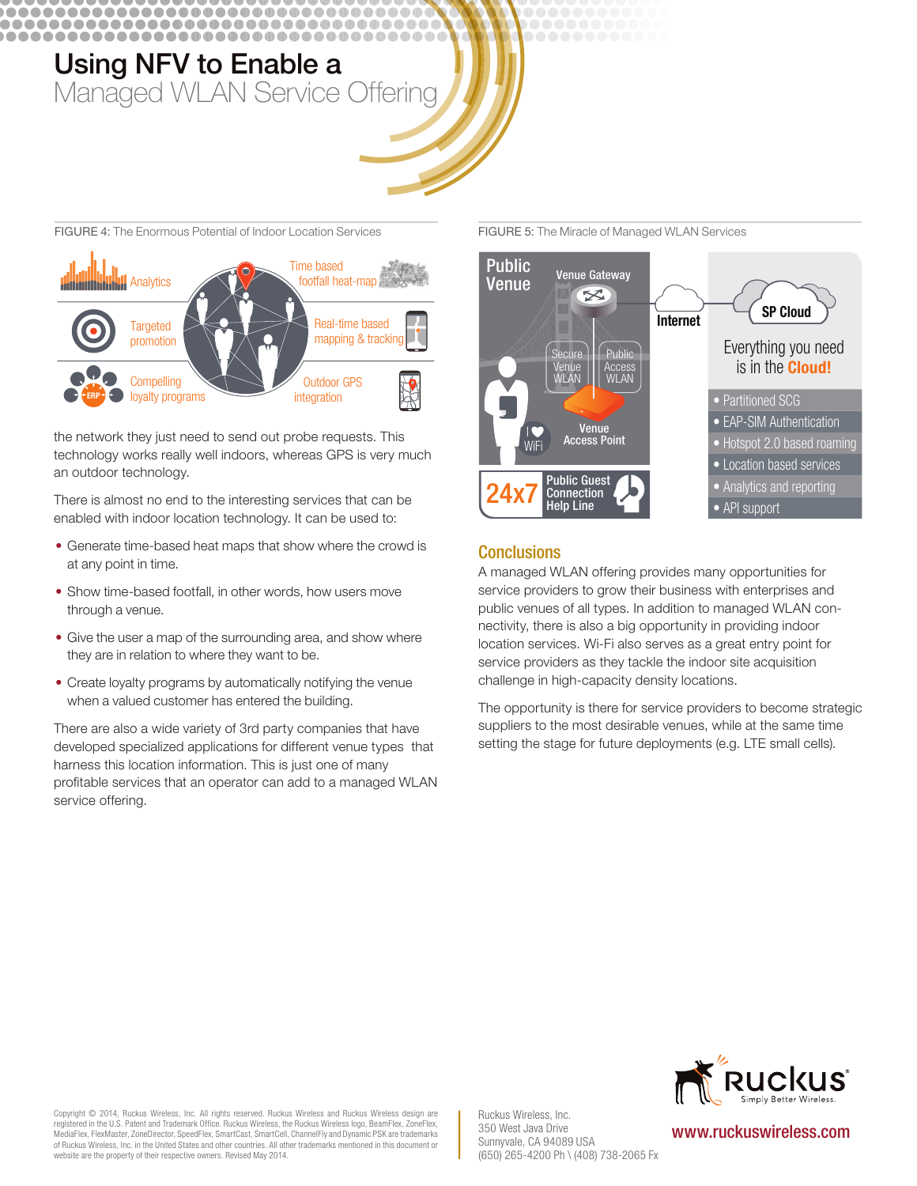# Using NFV to Enable a Managed WLAN Service Offering

FIGURE 4: The Enormous Potential of Indoor Location Services

Analytics
Time based footfall heat-map
Targeted promotion
Real-time based mapping & tracking
Compelling loyalty programs
ERP
Outdoor GPS integration

the network they just need to send out probe requests. This technology works really well indoors, whereas GPS is very much an outdoor technology.

There is almost no end to the interesting services that can be enabled with indoor location technology. It can be used to:

- Generate time-based heat maps that show where the crowd is at any point in time.
- Show time-based footfall, in other words, how users move through a venue.
- Give the user a map of the surrounding area, and show where they are in relation to where they want to be.
- Create loyalty programs by automatically notifying the venue when a valued customer has entered the building.

There are also a wide variety of 3rd party companies that have developed specialized applications for different venue types that harness this location information. This is just one of many profitable services that an operator can add to a managed WLAN service offering.

FIGURE 5: The Miracle of Managed WLAN Services

Public Venue
Venue Gateway
Secure Venue WLAN
Public Access WLAN
I ♥ WiFi
Venue Access Point
24x7 Public Guest Connection Help Line
Internet
SP Cloud
Everything you need is in the Cloud!

- Partitioned SCG
- EAP-SIM Authentication
- Hotspot 2.0 based roaming
- Location based services
- Analytics and reporting
- API support

## Conclusions

A managed WLAN offering provides many opportunities for service providers to grow their business with enterprises and public venues of all types. In addition to managed WLAN connectivity, there is also a big opportunity in providing indoor location services. Wi-Fi also serves as a great entry point for service providers as they tackle the indoor site acquisition challenge in high-capacity density locations.

The opportunity is there for service providers to become strategic suppliers to the most desirable venues, while at the same time setting the stage for future deployments (e.g. LTE small cells).

Copyright © 2014, Ruckus Wireless, Inc. All rights reserved. Ruckus Wireless and Ruckus Wireless design are registered in the U.S. Patent and Trademark Office. Ruckus Wireless, the Ruckus Wireless logo, BeamFlex, ZoneFlex, MediaFlex, FlexMaster, ZoneDirector, SpeedFlex, SmartCast, SmartCell, ChannelFly and Dynamic PSK are trademarks of Ruckus Wireless, Inc. in the United States and other countries. All other trademarks mentioned in this document or website are the property of their respective owners. Revised May 2014.

Ruckus Wireless, Inc.
350 West Java Drive
Sunnyvale, CA 94089 USA
(650) 265-4200 Ph \ (408) 738-2065 Fx

Ruckus — Simply Better Wireless.

www.ruckuswireless.com